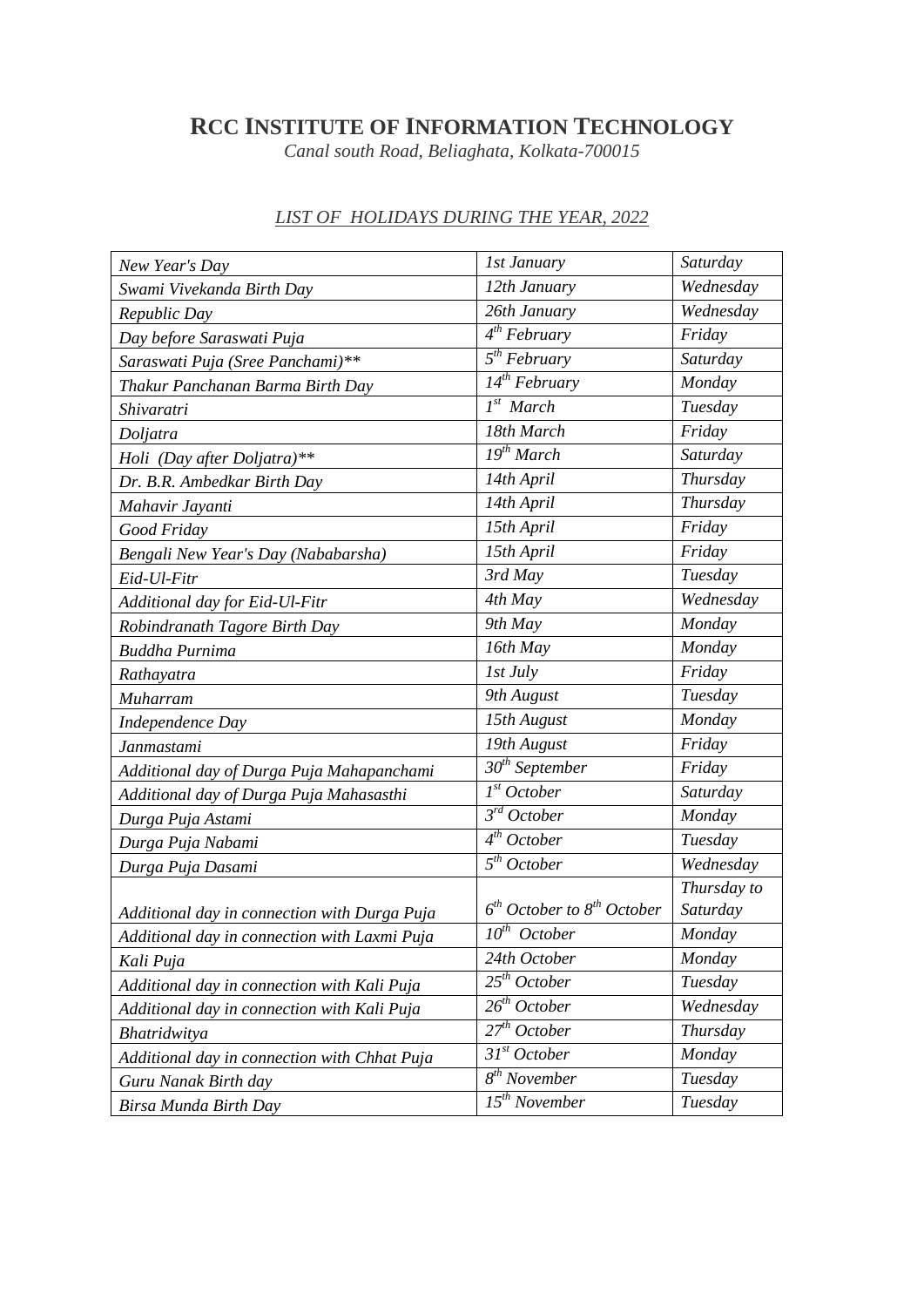# RCC INSTITUTE OF INFORMATION TECHNOLOGY

*Canal south Road, Beliaghata, Kolkata-700015*

## *LIST OF HOLIDAYS DURING THE YEAR, 2022*

| | | |
|---|---|---|
| *New Year's Day* | *1st January* | *Saturday* |
| *Swami Vivekanda Birth Day* | *12th January* | *Wednesday* |
| *Republic Day* | *26th January* | *Wednesday* |
| *Day before Saraswati Puja* | *4th February* | *Friday* |
| *Saraswati Puja (Sree Panchami)** | *5th February* | *Saturday* |
| *Thakur Panchanan Barma Birth Day* | *14th February* | *Monday* |
| *Shivaratri* | *1st March* | *Tuesday* |
| *Doljatra* | *18th March* | *Friday* |
| *Holi (Day after Doljatra)** | *19th March* | *Saturday* |
| *Dr. B.R. Ambedkar Birth Day* | *14th April* | *Thursday* |
| *Mahavir Jayanti* | *14th April* | *Thursday* |
| *Good Friday* | *15th April* | *Friday* |
| *Bengali New Year's Day (Nababarsha)* | *15th April* | *Friday* |
| *Eid-Ul-Fitr* | *3rd May* | *Tuesday* |
| *Additional day for Eid-Ul-Fitr* | *4th May* | *Wednesday* |
| *Robindranath Tagore Birth Day* | *9th May* | *Monday* |
| *Buddha Purnima* | *16th May* | *Monday* |
| *Rathayatra* | *1st July* | *Friday* |
| *Muharram* | *9th August* | *Tuesday* |
| *Independence Day* | *15th August* | *Monday* |
| *Janmastami* | *19th August* | *Friday* |
| *Additional day of Durga Puja Mahapanchami* | *30th September* | *Friday* |
| *Additional day of Durga Puja Mahasasthi* | *1st October* | *Saturday* |
| *Durga Puja Astami* | *3rd October* | *Monday* |
| *Durga Puja Nabami* | *4th October* | *Tuesday* |
| *Durga Puja Dasami* | *5th October* | *Wednesday* |
| *Additional day in connection with Durga Puja* | *6th October to 8th October* | *Thursday to Saturday* |
| *Additional day in connection with Laxmi Puja* | *10th October* | *Monday* |
| *Kali Puja* | *24th October* | *Monday* |
| *Additional day in connection with Kali Puja* | *25th October* | *Tuesday* |
| *Additional day in connection with Kali Puja* | *26th October* | *Wednesday* |
| *Bhatridwitya* | *27th October* | *Thursday* |
| *Additional day in connection with Chhat Puja* | *31st October* | *Monday* |
| *Guru Nanak Birth day* | *8th November* | *Tuesday* |
| *Birsa Munda Birth Day* | *15th November* | *Tuesday* |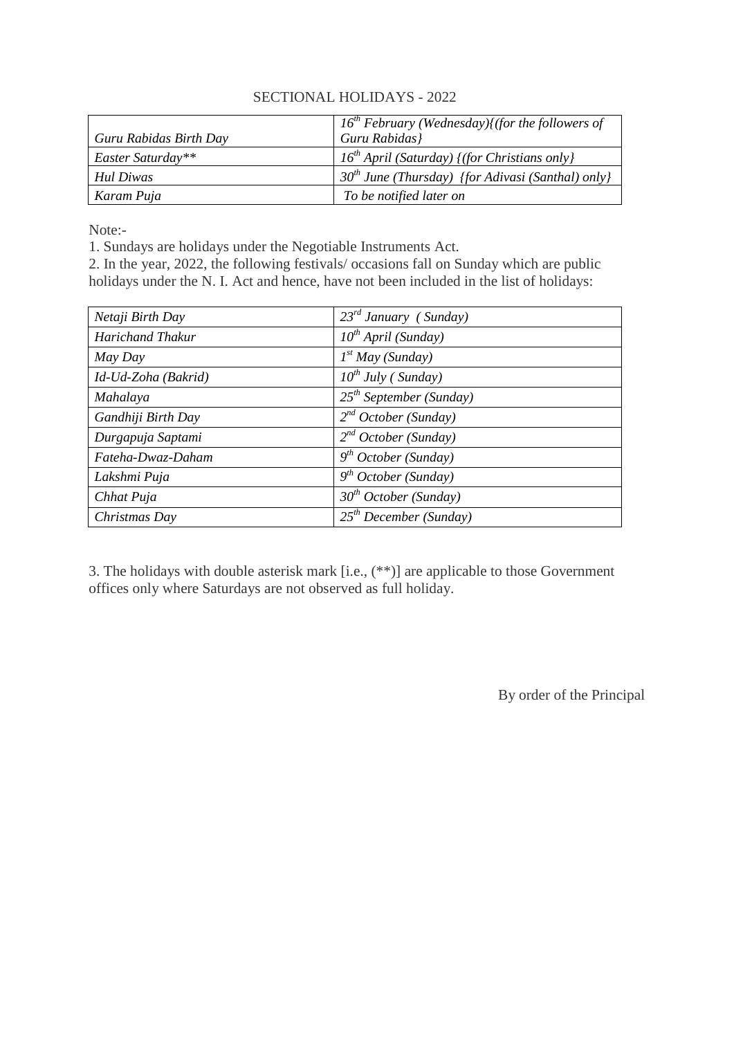SECTIONAL HOLIDAYS - 2022

| | |
|---|---|
| *Guru Rabidas Birth Day* | *16th February (Wednesday){(for the followers of Guru Rabidas}* |
| *Easter Saturday*** | *16th April (Saturday) {(for Christians only}* |
| *Hul Diwas* | *30th June (Thursday) {for Adivasi (Santhal) only}* |
| *Karam Puja* | *To be notified later on* |

Note:-

1. Sundays are holidays under the Negotiable Instruments Act.
2. In the year, 2022, the following festivals/ occasions fall on Sunday which are public holidays under the N. I. Act and hence, have not been included in the list of holidays:

| | |
|---|---|
| *Netaji Birth Day* | *23rd January ( Sunday)* |
| *Harichand Thakur* | *10th April (Sunday)* |
| *May Day* | *1st May (Sunday)* |
| *Id-Ud-Zoha (Bakrid)* | *10th July ( Sunday)* |
| *Mahalaya* | *25th September (Sunday)* |
| *Gandhiji Birth Day* | *2nd October (Sunday)* |
| *Durgapuja Saptami* | *2nd October (Sunday)* |
| *Fateha-Dwaz-Daham* | *9th October (Sunday)* |
| *Lakshmi Puja* | *9th October (Sunday)* |
| *Chhat Puja* | *30th October (Sunday)* |
| *Christmas Day* | *25th December (Sunday)* |

3. The holidays with double asterisk mark [i.e., (**)] are applicable to those Government offices only where Saturdays are not observed as full holiday.

By order of the Principal